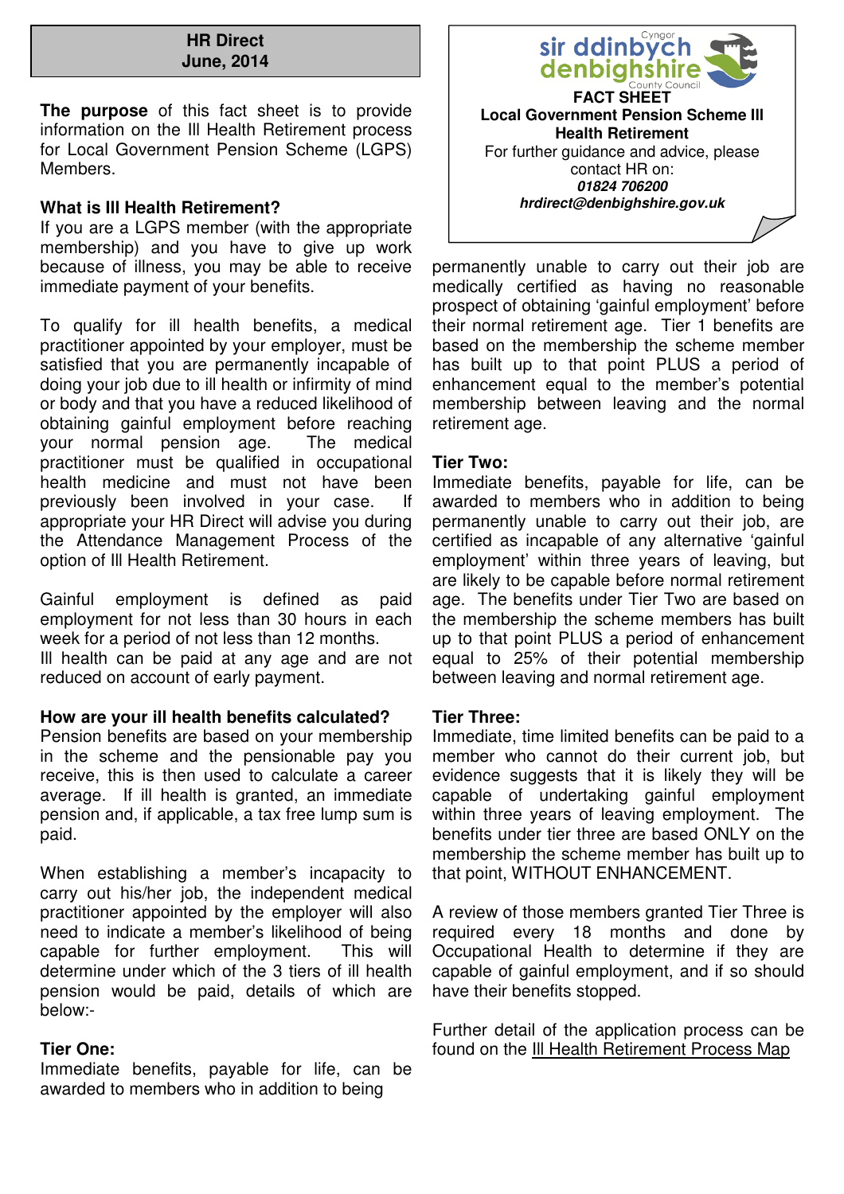**HR Direct**
**June, 2014**

**FACT SHEET**
**Local Government Pension Scheme Ill Health Retirement**

For further guidance and advice, please contact HR on:
***01824 706200***
***hrdirect@denbighshire.gov.uk***

**The purpose** of this fact sheet is to provide information on the Ill Health Retirement process for Local Government Pension Scheme (LGPS) Members.

## What is Ill Health Retirement?

If you are a LGPS member (with the appropriate membership) and you have to give up work because of illness, you may be able to receive immediate payment of your benefits.

To qualify for ill health benefits, a medical practitioner appointed by your employer, must be satisfied that you are permanently incapable of doing your job due to ill health or infirmity of mind or body and that you have a reduced likelihood of obtaining gainful employment before reaching your normal pension age. The medical practitioner must be qualified in occupational health medicine and must not have been previously been involved in your case. If appropriate your HR Direct will advise you during the Attendance Management Process of the option of Ill Health Retirement.

Gainful employment is defined as paid employment for not less than 30 hours in each week for a period of not less than 12 months.
Ill health can be paid at any age and are not reduced on account of early payment.

## How are your ill health benefits calculated?

Pension benefits are based on your membership in the scheme and the pensionable pay you receive, this is then used to calculate a career average. If ill health is granted, an immediate pension and, if applicable, a tax free lump sum is paid.

When establishing a member's incapacity to carry out his/her job, the independent medical practitioner appointed by the employer will also need to indicate a member's likelihood of being capable for further employment. This will determine under which of the 3 tiers of ill health pension would be paid, details of which are below:-

### Tier One:

Immediate benefits, payable for life, can be awarded to members who in addition to being permanently unable to carry out their job are medically certified as having no reasonable prospect of obtaining 'gainful employment' before their normal retirement age. Tier 1 benefits are based on the membership the scheme member has built up to that point PLUS a period of enhancement equal to the member's potential membership between leaving and the normal retirement age.

### Tier Two:

Immediate benefits, payable for life, can be awarded to members who in addition to being permanently unable to carry out their job, are certified as incapable of any alternative 'gainful employment' within three years of leaving, but are likely to be capable before normal retirement age. The benefits under Tier Two are based on the membership the scheme members has built up to that point PLUS a period of enhancement equal to 25% of their potential membership between leaving and normal retirement age.

### Tier Three:

Immediate, time limited benefits can be paid to a member who cannot do their current job, but evidence suggests that it is likely they will be capable of undertaking gainful employment within three years of leaving employment. The benefits under tier three are based ONLY on the membership the scheme member has built up to that point, WITHOUT ENHANCEMENT.

A review of those members granted Tier Three is required every 18 months and done by Occupational Health to determine if they are capable of gainful employment, and if so should have their benefits stopped.

Further detail of the application process can be found on the Ill Health Retirement Process Map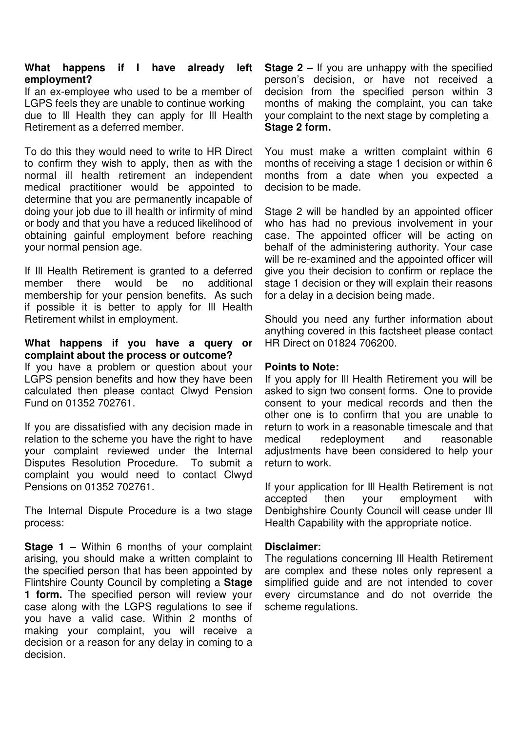**What happens if I have already left employment?**

If an ex-employee who used to be a member of LGPS feels they are unable to continue working due to Ill Health they can apply for Ill Health Retirement as a deferred member.

To do this they would need to write to HR Direct to confirm they wish to apply, then as with the normal ill health retirement an independent medical practitioner would be appointed to determine that you are permanently incapable of doing your job due to ill health or infirmity of mind or body and that you have a reduced likelihood of obtaining gainful employment before reaching your normal pension age.

If Ill Health Retirement is granted to a deferred member there would be no additional membership for your pension benefits. As such if possible it is better to apply for Ill Health Retirement whilst in employment.

**What happens if you have a query or complaint about the process or outcome?**

If you have a problem or question about your LGPS pension benefits and how they have been calculated then please contact Clwyd Pension Fund on 01352 702761.

If you are dissatisfied with any decision made in relation to the scheme you have the right to have your complaint reviewed under the Internal Disputes Resolution Procedure. To submit a complaint you would need to contact Clwyd Pensions on 01352 702761.

The Internal Dispute Procedure is a two stage process:

**Stage 1 –** Within 6 months of your complaint arising, you should make a written complaint to the specified person that has been appointed by Flintshire County Council by completing a **Stage 1 form.** The specified person will review your case along with the LGPS regulations to see if you have a valid case. Within 2 months of making your complaint, you will receive a decision or a reason for any delay in coming to a decision.

**Stage 2 –** If you are unhappy with the specified person's decision, or have not received a decision from the specified person within 3 months of making the complaint, you can take your complaint to the next stage by completing a **Stage 2 form.**

You must make a written complaint within 6 months of receiving a stage 1 decision or within 6 months from a date when you expected a decision to be made.

Stage 2 will be handled by an appointed officer who has had no previous involvement in your case. The appointed officer will be acting on behalf of the administering authority. Your case will be re-examined and the appointed officer will give you their decision to confirm or replace the stage 1 decision or they will explain their reasons for a delay in a decision being made.

Should you need any further information about anything covered in this factsheet please contact HR Direct on 01824 706200.

**Points to Note:**

If you apply for Ill Health Retirement you will be asked to sign two consent forms. One to provide consent to your medical records and then the other one is to confirm that you are unable to return to work in a reasonable timescale and that medical redeployment and reasonable adjustments have been considered to help your return to work.

If your application for Ill Health Retirement is not accepted then your employment with Denbighshire County Council will cease under Ill Health Capability with the appropriate notice.

**Disclaimer:**

The regulations concerning Ill Health Retirement are complex and these notes only represent a simplified guide and are not intended to cover every circumstance and do not override the scheme regulations.